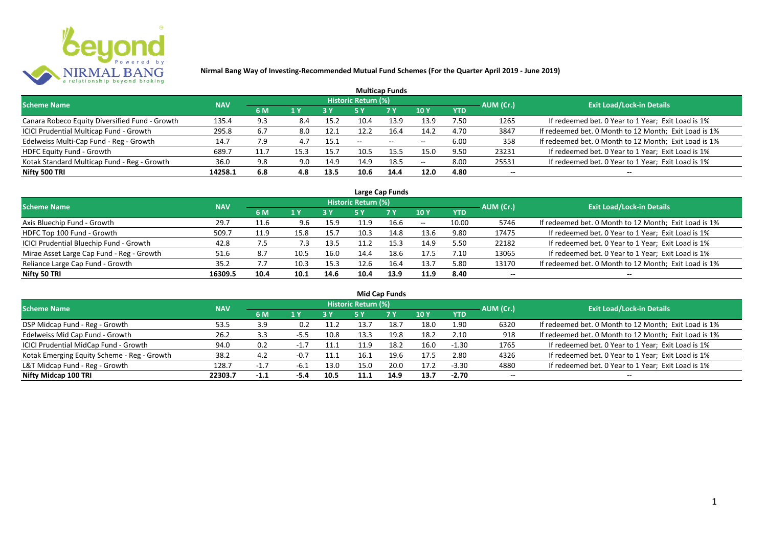**Nirmal Bang Way of Investing-Recommended Mutual Fund Schemes (For the Quarter April 2019 - June 2019)**

## Multicap Funds

| Scheme Name | NAV | Historic Return (%) | | | | | | | AUM (Cr.) | Exit Load/Lock-in Details |
|---|---|---|---|---|---|---|---|---|---|---|
| | | 6 M | 1 Y | 3 Y | 5 Y | 7 Y | 10 Y | YTD | | |
| Canara Robeco Equity Diversified Fund - Growth | 135.4 | 9.3 | 8.4 | 15.2 | 10.4 | 13.9 | 13.9 | 7.50 | 1265 | If redeemed bet. 0 Year to 1 Year; Exit Load is 1% |
| ICICI Prudential Multicap Fund - Growth | 295.8 | 6.7 | 8.0 | 12.1 | 12.2 | 16.4 | 14.2 | 4.70 | 3847 | If redeemed bet. 0 Month to 12 Month; Exit Load is 1% |
| Edelweiss Multi-Cap Fund - Reg - Growth | 14.7 | 7.9 | 4.7 | 15.1 | -- | -- | -- | 6.00 | 358 | If redeemed bet. 0 Month to 12 Month; Exit Load is 1% |
| HDFC Equity Fund - Growth | 689.7 | 11.7 | 15.3 | 15.7 | 10.5 | 15.5 | 15.0 | 9.50 | 23231 | If redeemed bet. 0 Year to 1 Year; Exit Load is 1% |
| Kotak Standard Multicap Fund - Reg - Growth | 36.0 | 9.8 | 9.0 | 14.9 | 14.9 | 18.5 | -- | 8.00 | 25531 | If redeemed bet. 0 Year to 1 Year; Exit Load is 1% |
| **Nifty 500 TRI** | **14258.1** | **6.8** | **4.8** | **13.5** | **10.6** | **14.4** | **12.0** | **4.80** | **--** | **--** |

## Large Cap Funds

| Scheme Name | NAV | Historic Return (%) | | | | | | | AUM (Cr.) | Exit Load/Lock-in Details |
|---|---|---|---|---|---|---|---|---|---|---|
| | | 6 M | 1 Y | 3 Y | 5 Y | 7 Y | 10 Y | YTD | | |
| Axis Bluechip Fund - Growth | 29.7 | 11.6 | 9.6 | 15.9 | 11.9 | 16.6 | -- | 10.00 | 5746 | If redeemed bet. 0 Month to 12 Month; Exit Load is 1% |
| HDFC Top 100 Fund - Growth | 509.7 | 11.9 | 15.8 | 15.7 | 10.3 | 14.8 | 13.6 | 9.80 | 17475 | If redeemed bet. 0 Year to 1 Year; Exit Load is 1% |
| ICICI Prudential Bluechip Fund - Growth | 42.8 | 7.5 | 7.3 | 13.5 | 11.2 | 15.3 | 14.9 | 5.50 | 22182 | If redeemed bet. 0 Year to 1 Year; Exit Load is 1% |
| Mirae Asset Large Cap Fund - Reg - Growth | 51.6 | 8.7 | 10.5 | 16.0 | 14.4 | 18.6 | 17.5 | 7.10 | 13065 | If redeemed bet. 0 Year to 1 Year; Exit Load is 1% |
| Reliance Large Cap Fund - Growth | 35.2 | 7.7 | 10.3 | 15.3 | 12.6 | 16.4 | 13.7 | 5.80 | 13170 | If redeemed bet. 0 Month to 12 Month; Exit Load is 1% |
| **Nifty 50 TRI** | **16309.5** | **10.4** | **10.1** | **14.6** | **10.4** | **13.9** | **11.9** | **8.40** | **--** | **--** |

## Mid Cap Funds

| Scheme Name | NAV | Historic Return (%) | | | | | | | AUM (Cr.) | Exit Load/Lock-in Details |
|---|---|---|---|---|---|---|---|---|---|---|
| | | 6 M | 1 Y | 3 Y | 5 Y | 7 Y | 10 Y | YTD | | |
| DSP Midcap Fund - Reg - Growth | 53.5 | 3.9 | 0.2 | 11.2 | 13.7 | 18.7 | 18.0 | 1.90 | 6320 | If redeemed bet. 0 Month to 12 Month; Exit Load is 1% |
| Edelweiss Mid Cap Fund - Growth | 26.2 | 3.3 | -5.5 | 10.8 | 13.3 | 19.8 | 18.2 | 2.10 | 918 | If redeemed bet. 0 Month to 12 Month; Exit Load is 1% |
| ICICI Prudential MidCap Fund - Growth | 94.0 | 0.2 | -1.7 | 11.1 | 11.9 | 18.2 | 16.0 | -1.30 | 1765 | If redeemed bet. 0 Year to 1 Year; Exit Load is 1% |
| Kotak Emerging Equity Scheme - Reg - Growth | 38.2 | 4.2 | -0.7 | 11.1 | 16.1 | 19.6 | 17.5 | 2.80 | 4326 | If redeemed bet. 0 Year to 1 Year; Exit Load is 1% |
| L&T Midcap Fund - Reg - Growth | 128.7 | -1.7 | -6.1 | 13.0 | 15.0 | 20.0 | 17.2 | -3.30 | 4880 | If redeemed bet. 0 Year to 1 Year; Exit Load is 1% |
| **Nifty Midcap 100 TRI** | **22303.7** | **-1.1** | **-5.4** | **10.5** | **11.1** | **14.9** | **13.7** | **-2.70** | **--** | **--** |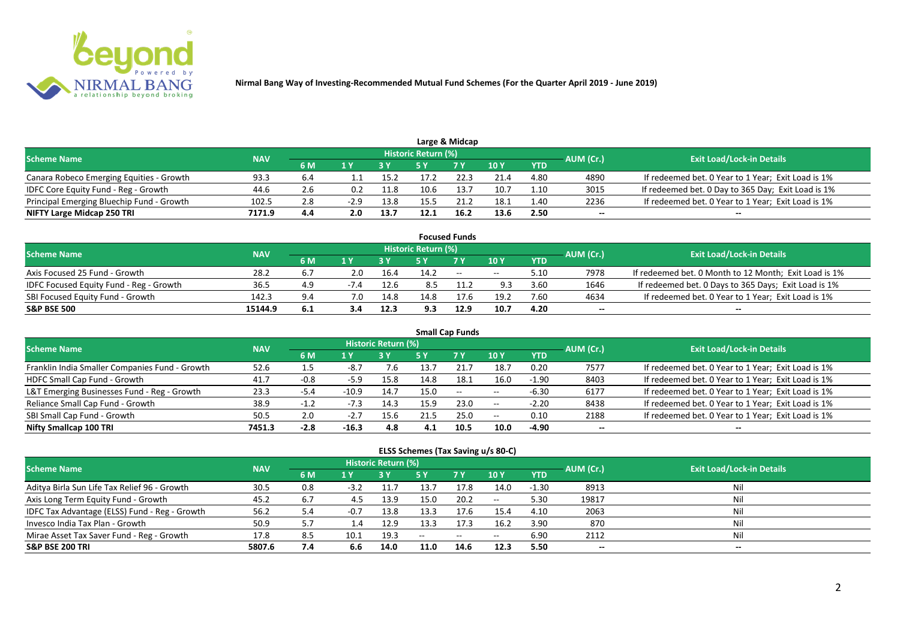**Nirmal Bang Way of Investing-Recommended Mutual Fund Schemes (For the Quarter April 2019 - June 2019)**

## Large & Midcap

| Scheme Name | NAV | Historic Return (%) | | | | | | | AUM (Cr.) | Exit Load/Lock-in Details |
|---|---|---|---|---|---|---|---|---|---|---|
| | | 6 M | 1 Y | 3 Y | 5 Y | 7 Y | 10 Y | YTD | | |
| Canara Robeco Emerging Equities - Growth | 93.3 | 6.4 | 1.1 | 15.2 | 17.2 | 22.3 | 21.4 | 4.80 | 4890 | If redeemed bet. 0 Year to 1 Year; Exit Load is 1% |
| IDFC Core Equity Fund - Reg - Growth | 44.6 | 2.6 | 0.2 | 11.8 | 10.6 | 13.7 | 10.7 | 1.10 | 3015 | If redeemed bet. 0 Day to 365 Day; Exit Load is 1% |
| Principal Emerging Bluechip Fund - Growth | 102.5 | 2.8 | -2.9 | 13.8 | 15.5 | 21.2 | 18.1 | 1.40 | 2236 | If redeemed bet. 0 Year to 1 Year; Exit Load is 1% |
| **NIFTY Large Midcap 250 TRI** | **7171.9** | **4.4** | **2.0** | **13.7** | **12.1** | **16.2** | **13.6** | **2.50** | **--** | **--** |

## Focused Funds

| Scheme Name | NAV | Historic Return (%) | | | | | | | AUM (Cr.) | Exit Load/Lock-in Details |
|---|---|---|---|---|---|---|---|---|---|---|
| | | 6 M | 1 Y | 3 Y | 5 Y | 7 Y | 10 Y | YTD | | |
| Axis Focused 25 Fund - Growth | 28.2 | 6.7 | 2.0 | 16.4 | 14.2 | -- | -- | 5.10 | 7978 | If redeemed bet. 0 Month to 12 Month; Exit Load is 1% |
| IDFC Focused Equity Fund - Reg - Growth | 36.5 | 4.9 | -7.4 | 12.6 | 8.5 | 11.2 | 9.3 | 3.60 | 1646 | If redeemed bet. 0 Days to 365 Days; Exit Load is 1% |
| SBI Focused Equity Fund - Growth | 142.3 | 9.4 | 7.0 | 14.8 | 14.8 | 17.6 | 19.2 | 7.60 | 4634 | If redeemed bet. 0 Year to 1 Year; Exit Load is 1% |
| **S&P BSE 500** | **15144.9** | **6.1** | **3.4** | **12.3** | **9.3** | **12.9** | **10.7** | **4.20** | **--** | **--** |

## Small Cap Funds

| Scheme Name | NAV | Historic Return (%) | | | | | | | AUM (Cr.) | Exit Load/Lock-in Details |
|---|---|---|---|---|---|---|---|---|---|---|
| | | 6 M | 1 Y | 3 Y | 5 Y | 7 Y | 10 Y | YTD | | |
| Franklin India Smaller Companies Fund - Growth | 52.6 | 1.5 | -8.7 | 7.6 | 13.7 | 21.7 | 18.7 | 0.20 | 7577 | If redeemed bet. 0 Year to 1 Year; Exit Load is 1% |
| HDFC Small Cap Fund - Growth | 41.7 | -0.8 | -5.9 | 15.8 | 14.8 | 18.1 | 16.0 | -1.90 | 8403 | If redeemed bet. 0 Year to 1 Year; Exit Load is 1% |
| L&T Emerging Businesses Fund - Reg - Growth | 23.3 | -5.4 | -10.9 | 14.7 | 15.0 | -- | -- | -6.30 | 6177 | If redeemed bet. 0 Year to 1 Year; Exit Load is 1% |
| Reliance Small Cap Fund - Growth | 38.9 | -1.2 | -7.3 | 14.3 | 15.9 | 23.0 | -- | -2.20 | 8438 | If redeemed bet. 0 Year to 1 Year; Exit Load is 1% |
| SBI Small Cap Fund - Growth | 50.5 | 2.0 | -2.7 | 15.6 | 21.5 | 25.0 | -- | 0.10 | 2188 | If redeemed bet. 0 Year to 1 Year; Exit Load is 1% |
| **Nifty Smallcap 100 TRI** | **7451.3** | **-2.8** | **-16.3** | **4.8** | **4.1** | **10.5** | **10.0** | **-4.90** | **--** | **--** |

## ELSS Schemes (Tax Saving u/s 80-C)

| Scheme Name | NAV | Historic Return (%) | | | | | | | AUM (Cr.) | Exit Load/Lock-in Details |
|---|---|---|---|---|---|---|---|---|---|---|
| | | 6 M | 1 Y | 3 Y | 5 Y | 7 Y | 10 Y | YTD | | |
| Aditya Birla Sun Life Tax Relief 96 - Growth | 30.5 | 0.8 | -3.2 | 11.7 | 13.7 | 17.8 | 14.0 | -1.30 | 8913 | Nil |
| Axis Long Term Equity Fund - Growth | 45.2 | 6.7 | 4.5 | 13.9 | 15.0 | 20.2 | -- | 5.30 | 19817 | Nil |
| IDFC Tax Advantage (ELSS) Fund - Reg - Growth | 56.2 | 5.4 | -0.7 | 13.8 | 13.3 | 17.6 | 15.4 | 4.10 | 2063 | Nil |
| Invesco India Tax Plan - Growth | 50.9 | 5.7 | 1.4 | 12.9 | 13.3 | 17.3 | 16.2 | 3.90 | 870 | Nil |
| Mirae Asset Tax Saver Fund - Reg - Growth | 17.8 | 8.5 | 10.1 | 19.3 | -- | -- | -- | 6.90 | 2112 | Nil |
| **S&P BSE 200 TRI** | **5807.6** | **7.4** | **6.6** | **14.0** | **11.0** | **14.6** | **12.3** | **5.50** | **--** | **--** |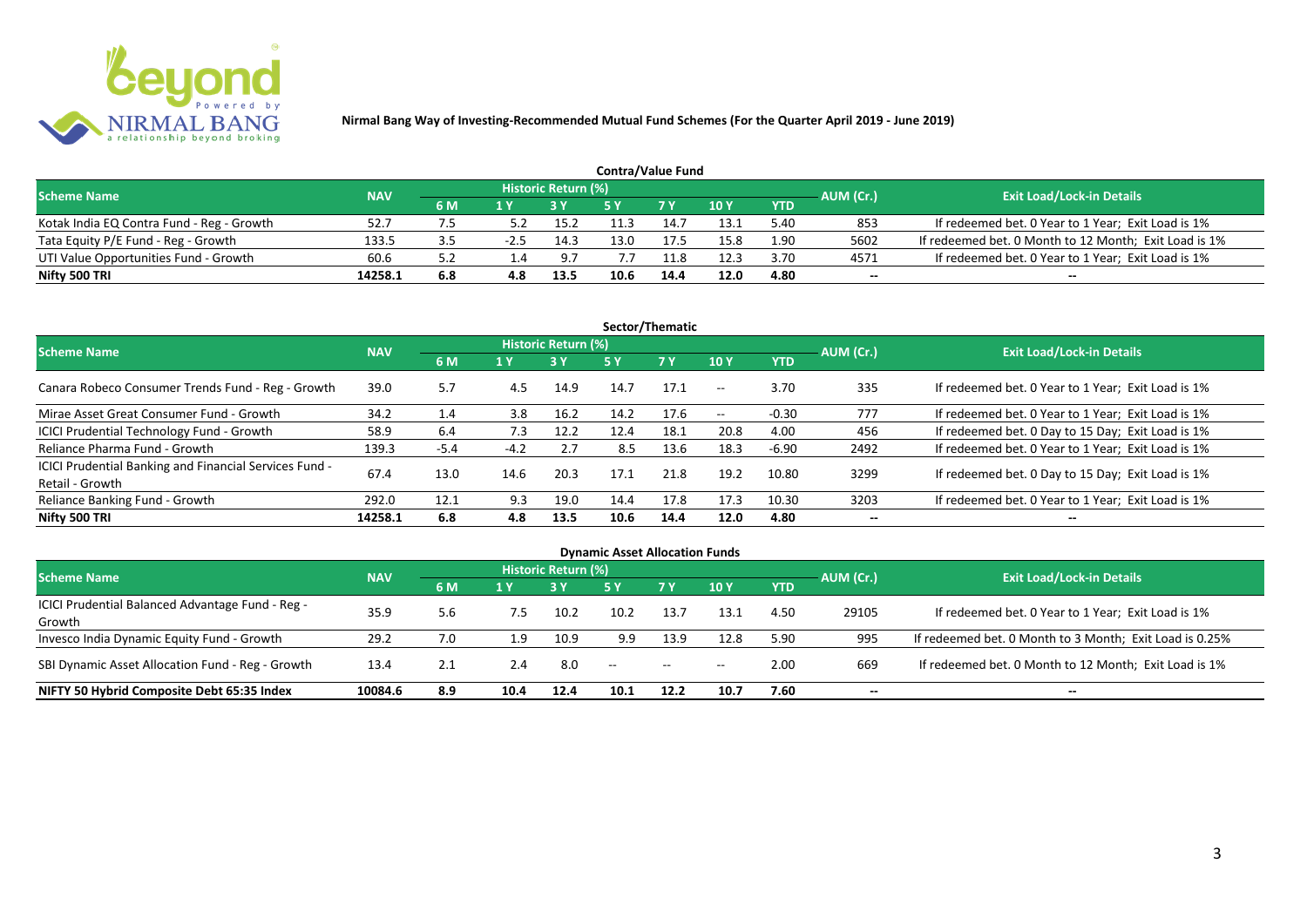**Nirmal Bang Way of Investing-Recommended Mutual Fund Schemes (For the Quarter April 2019 - June 2019)**

### Contra/Value Fund

| Scheme Name | NAV | Historic Return (%) | | | | | | | AUM (Cr.) | Exit Load/Lock-in Details |
|---|---|---|---|---|---|---|---|---|---|---|
| | | 6 M | 1 Y | 3 Y | 5 Y | 7 Y | 10 Y | YTD | | |
| Kotak India EQ Contra Fund - Reg - Growth | 52.7 | 7.5 | 5.2 | 15.2 | 11.3 | 14.7 | 13.1 | 5.40 | 853 | If redeemed bet. 0 Year to 1 Year; Exit Load is 1% |
| Tata Equity P/E Fund - Reg - Growth | 133.5 | 3.5 | -2.5 | 14.3 | 13.0 | 17.5 | 15.8 | 1.90 | 5602 | If redeemed bet. 0 Month to 12 Month; Exit Load is 1% |
| UTI Value Opportunities Fund - Growth | 60.6 | 5.2 | 1.4 | 9.7 | 7.7 | 11.8 | 12.3 | 3.70 | 4571 | If redeemed bet. 0 Year to 1 Year; Exit Load is 1% |
| **Nifty 500 TRI** | **14258.1** | **6.8** | **4.8** | **13.5** | **10.6** | **14.4** | **12.0** | **4.80** | **--** | **--** |

### Sector/Thematic

| Scheme Name | NAV | Historic Return (%) | | | | | | | AUM (Cr.) | Exit Load/Lock-in Details |
|---|---|---|---|---|---|---|---|---|---|---|
| | | 6 M | 1 Y | 3 Y | 5 Y | 7 Y | 10 Y | YTD | | |
| Canara Robeco Consumer Trends Fund - Reg - Growth | 39.0 | 5.7 | 4.5 | 14.9 | 14.7 | 17.1 | -- | 3.70 | 335 | If redeemed bet. 0 Year to 1 Year; Exit Load is 1% |
| Mirae Asset Great Consumer Fund - Growth | 34.2 | 1.4 | 3.8 | 16.2 | 14.2 | 17.6 | -- | -0.30 | 777 | If redeemed bet. 0 Year to 1 Year; Exit Load is 1% |
| ICICI Prudential Technology Fund - Growth | 58.9 | 6.4 | 7.3 | 12.2 | 12.4 | 18.1 | 20.8 | 4.00 | 456 | If redeemed bet. 0 Day to 15 Day; Exit Load is 1% |
| Reliance Pharma Fund - Growth | 139.3 | -5.4 | -4.2 | 2.7 | 8.5 | 13.6 | 18.3 | -6.90 | 2492 | If redeemed bet. 0 Year to 1 Year; Exit Load is 1% |
| ICICI Prudential Banking and Financial Services Fund - Retail - Growth | 67.4 | 13.0 | 14.6 | 20.3 | 17.1 | 21.8 | 19.2 | 10.80 | 3299 | If redeemed bet. 0 Day to 15 Day; Exit Load is 1% |
| Reliance Banking Fund - Growth | 292.0 | 12.1 | 9.3 | 19.0 | 14.4 | 17.8 | 17.3 | 10.30 | 3203 | If redeemed bet. 0 Year to 1 Year; Exit Load is 1% |
| **Nifty 500 TRI** | **14258.1** | **6.8** | **4.8** | **13.5** | **10.6** | **14.4** | **12.0** | **4.80** | **--** | **--** |

### Dynamic Asset Allocation Funds

| Scheme Name | NAV | Historic Return (%) | | | | | | | AUM (Cr.) | Exit Load/Lock-in Details |
|---|---|---|---|---|---|---|---|---|---|---|
| | | 6 M | 1 Y | 3 Y | 5 Y | 7 Y | 10 Y | YTD | | |
| ICICI Prudential Balanced Advantage Fund - Reg - Growth | 35.9 | 5.6 | 7.5 | 10.2 | 10.2 | 13.7 | 13.1 | 4.50 | 29105 | If redeemed bet. 0 Year to 1 Year; Exit Load is 1% |
| Invesco India Dynamic Equity Fund - Growth | 29.2 | 7.0 | 1.9 | 10.9 | 9.9 | 13.9 | 12.8 | 5.90 | 995 | If redeemed bet. 0 Month to 3 Month; Exit Load is 0.25% |
| SBI Dynamic Asset Allocation Fund - Reg - Growth | 13.4 | 2.1 | 2.4 | 8.0 | -- | -- | -- | 2.00 | 669 | If redeemed bet. 0 Month to 12 Month; Exit Load is 1% |
| **NIFTY 50 Hybrid Composite Debt 65:35 Index** | **10084.6** | **8.9** | **10.4** | **12.4** | **10.1** | **12.2** | **10.7** | **7.60** | **--** | **--** |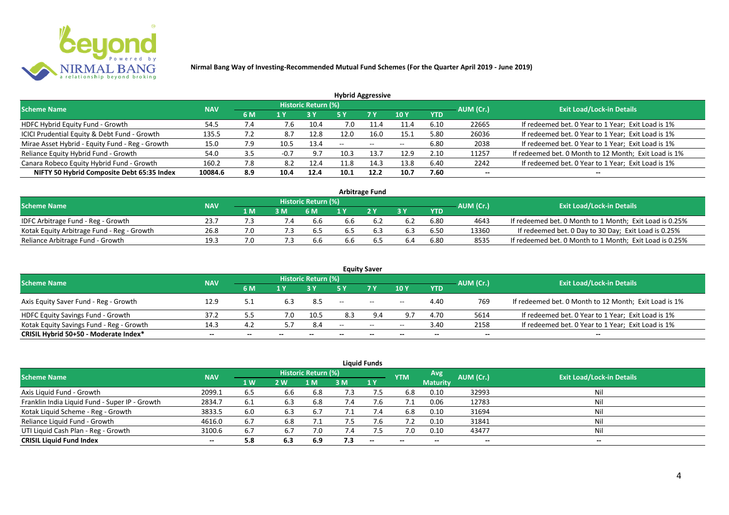**Nirmal Bang Way of Investing-Recommended Mutual Fund Schemes (For the Quarter April 2019 - June 2019)**

## Hybrid Aggressive

| Scheme Name | NAV | Historic Return (%) | | | | | | | AUM (Cr.) | Exit Load/Lock-in Details |
|---|---|---|---|---|---|---|---|---|---|---|
| | | 6 M | 1 Y | 3 Y | 5 Y | 7 Y | 10 Y | YTD | | |
| HDFC Hybrid Equity Fund - Growth | 54.5 | 7.4 | 7.6 | 10.4 | 7.0 | 11.4 | 11.4 | 6.10 | 22665 | If redeemed bet. 0 Year to 1 Year; Exit Load is 1% |
| ICICI Prudential Equity & Debt Fund - Growth | 135.5 | 7.2 | 8.7 | 12.8 | 12.0 | 16.0 | 15.1 | 5.80 | 26036 | If redeemed bet. 0 Year to 1 Year; Exit Load is 1% |
| Mirae Asset Hybrid - Equity Fund - Reg - Growth | 15.0 | 7.9 | 10.5 | 13.4 | -- | -- | -- | 6.80 | 2038 | If redeemed bet. 0 Year to 1 Year; Exit Load is 1% |
| Reliance Equity Hybrid Fund - Growth | 54.0 | 3.5 | -0.7 | 9.7 | 10.3 | 13.7 | 12.9 | 2.10 | 11257 | If redeemed bet. 0 Month to 12 Month; Exit Load is 1% |
| Canara Robeco Equity Hybrid Fund - Growth | 160.2 | 7.8 | 8.2 | 12.4 | 11.8 | 14.3 | 13.8 | 6.40 | 2242 | If redeemed bet. 0 Year to 1 Year; Exit Load is 1% |
| **NIFTY 50 Hybrid Composite Debt 65:35 Index** | **10084.6** | **8.9** | **10.4** | **12.4** | **10.1** | **12.2** | **10.7** | **7.60** | **--** | **--** |

## Arbitrage Fund

| Scheme Name | NAV | Historic Return (%) | | | | | | | AUM (Cr.) | Exit Load/Lock-in Details |
|---|---|---|---|---|---|---|---|---|---|---|
| | | 1 M | 3 M | 6 M | 1 Y | 2 Y | 3 Y | YTD | | |
| IDFC Arbitrage Fund - Reg - Growth | 23.7 | 7.3 | 7.4 | 6.6 | 6.6 | 6.2 | 6.2 | 6.80 | 4643 | If redeemed bet. 0 Month to 1 Month; Exit Load is 0.25% |
| Kotak Equity Arbitrage Fund - Reg - Growth | 26.8 | 7.0 | 7.3 | 6.5 | 6.5 | 6.3 | 6.3 | 6.50 | 13360 | If redeemed bet. 0 Day to 30 Day; Exit Load is 0.25% |
| Reliance Arbitrage Fund - Growth | 19.3 | 7.0 | 7.3 | 6.6 | 6.6 | 6.5 | 6.4 | 6.80 | 8535 | If redeemed bet. 0 Month to 1 Month; Exit Load is 0.25% |

## Equity Saver

| Scheme Name | NAV | Historic Return (%) | | | | | | | AUM (Cr.) | Exit Load/Lock-in Details |
|---|---|---|---|---|---|---|---|---|---|---|
| | | 6 M | 1 Y | 3 Y | 5 Y | 7 Y | 10 Y | YTD | | |
| Axis Equity Saver Fund - Reg - Growth | 12.9 | 5.1 | 6.3 | 8.5 | -- | -- | -- | 4.40 | 769 | If redeemed bet. 0 Month to 12 Month; Exit Load is 1% |
| HDFC Equity Savings Fund - Growth | 37.2 | 5.5 | 7.0 | 10.5 | 8.3 | 9.4 | 9.7 | 4.70 | 5614 | If redeemed bet. 0 Year to 1 Year; Exit Load is 1% |
| Kotak Equity Savings Fund - Reg - Growth | 14.3 | 4.2 | 5.7 | 8.4 | -- | -- | -- | 3.40 | 2158 | If redeemed bet. 0 Year to 1 Year; Exit Load is 1% |
| **CRISIL Hybrid 50+50 - Moderate Index*** | **--** | **--** | **--** | **--** | **--** | **--** | **--** | **--** | **--** | **--** |

## Liquid Funds

| Scheme Name | NAV | Historic Return (%) | | | | | YTM | Avg Maturity | AUM (Cr.) | Exit Load/Lock-in Details |
|---|---|---|---|---|---|---|---|---|---|---|
| | | 1 W | 2 W | 1 M | 3 M | 1 Y | | | | |
| Axis Liquid Fund - Growth | 2099.1 | 6.5 | 6.6 | 6.8 | 7.3 | 7.5 | 6.8 | 0.10 | 32993 | Nil |
| Franklin India Liquid Fund - Super IP - Growth | 2834.7 | 6.1 | 6.3 | 6.8 | 7.4 | 7.6 | 7.1 | 0.06 | 12783 | Nil |
| Kotak Liquid Scheme - Reg - Growth | 3833.5 | 6.0 | 6.3 | 6.7 | 7.1 | 7.4 | 6.8 | 0.10 | 31694 | Nil |
| Reliance Liquid Fund - Growth | 4616.0 | 6.7 | 6.8 | 7.1 | 7.5 | 7.6 | 7.2 | 0.10 | 31841 | Nil |
| UTI Liquid Cash Plan - Reg - Growth | 3100.6 | 6.7 | 6.7 | 7.0 | 7.4 | 7.5 | 7.0 | 0.10 | 43477 | Nil |
| **CRISIL Liquid Fund Index** | **--** | **5.8** | **6.3** | **6.9** | **7.3** | **--** | **--** | **--** | **--** | **--** |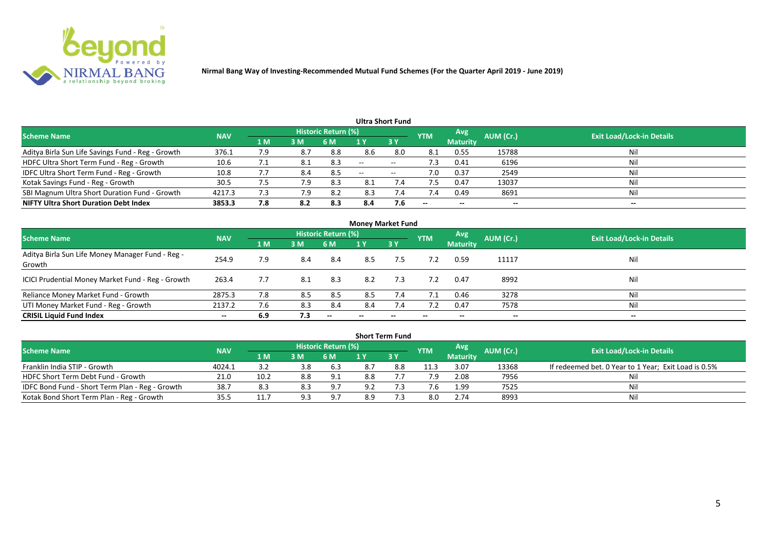**Nirmal Bang Way of Investing-Recommended Mutual Fund Schemes (For the Quarter April 2019 - June 2019)**

## Ultra Short Fund

| Scheme Name | NAV | Historic Return (%) | | | | | YTM | Avg Maturity | AUM (Cr.) | Exit Load/Lock-in Details |
|---|---|---|---|---|---|---|---|---|---|---|
| | | 1 M | 3 M | 6 M | 1 Y | 3 Y | | | | |
| Aditya Birla Sun Life Savings Fund - Reg - Growth | 376.1 | 7.9 | 8.7 | 8.8 | 8.6 | 8.0 | 8.1 | 0.55 | 15788 | Nil |
| HDFC Ultra Short Term Fund - Reg - Growth | 10.6 | 7.1 | 8.1 | 8.3 | -- | -- | 7.3 | 0.41 | 6196 | Nil |
| IDFC Ultra Short Term Fund - Reg - Growth | 10.8 | 7.7 | 8.4 | 8.5 | -- | -- | 7.0 | 0.37 | 2549 | Nil |
| Kotak Savings Fund - Reg - Growth | 30.5 | 7.5 | 7.9 | 8.3 | 8.1 | 7.4 | 7.5 | 0.47 | 13037 | Nil |
| SBI Magnum Ultra Short Duration Fund - Growth | 4217.3 | 7.3 | 7.9 | 8.2 | 8.3 | 7.4 | 7.4 | 0.49 | 8691 | Nil |
| **NIFTY Ultra Short Duration Debt Index** | **3853.3** | **7.8** | **8.2** | **8.3** | **8.4** | **7.6** | **--** | **--** | **--** | **--** |

## Money Market Fund

| Scheme Name | NAV | Historic Return (%) | | | | | YTM | Avg Maturity | AUM (Cr.) | Exit Load/Lock-in Details |
|---|---|---|---|---|---|---|---|---|---|---|
| | | 1 M | 3 M | 6 M | 1 Y | 3 Y | | | | |
| Aditya Birla Sun Life Money Manager Fund - Reg - Growth | 254.9 | 7.9 | 8.4 | 8.4 | 8.5 | 7.5 | 7.2 | 0.59 | 11117 | Nil |
| ICICI Prudential Money Market Fund - Reg - Growth | 263.4 | 7.7 | 8.1 | 8.3 | 8.2 | 7.3 | 7.2 | 0.47 | 8992 | Nil |
| Reliance Money Market Fund - Growth | 2875.3 | 7.8 | 8.5 | 8.5 | 8.5 | 7.4 | 7.1 | 0.46 | 3278 | Nil |
| UTI Money Market Fund - Reg - Growth | 2137.2 | 7.6 | 8.3 | 8.4 | 8.4 | 7.4 | 7.2 | 0.47 | 7578 | Nil |
| **CRISIL Liquid Fund Index** | **--** | **6.9** | **7.3** | **--** | **--** | **--** | **--** | **--** | **--** | **--** |

## Short Term Fund

| Scheme Name | NAV | Historic Return (%) | | | | | YTM | Avg Maturity | AUM (Cr.) | Exit Load/Lock-in Details |
|---|---|---|---|---|---|---|---|---|---|---|
| | | 1 M | 3 M | 6 M | 1 Y | 3 Y | | | | |
| Franklin India STIP - Growth | 4024.1 | 3.2 | 3.8 | 6.3 | 8.7 | 8.8 | 11.3 | 3.07 | 13368 | If redeemed bet. 0 Year to 1 Year; Exit Load is 0.5% |
| HDFC Short Term Debt Fund - Growth | 21.0 | 10.2 | 8.8 | 9.1 | 8.8 | 7.7 | 7.9 | 2.08 | 7956 | Nil |
| IDFC Bond Fund - Short Term Plan - Reg - Growth | 38.7 | 8.3 | 8.3 | 9.7 | 9.2 | 7.3 | 7.6 | 1.99 | 7525 | Nil |
| Kotak Bond Short Term Plan - Reg - Growth | 35.5 | 11.7 | 9.3 | 9.7 | 8.9 | 7.3 | 8.0 | 2.74 | 8993 | Nil |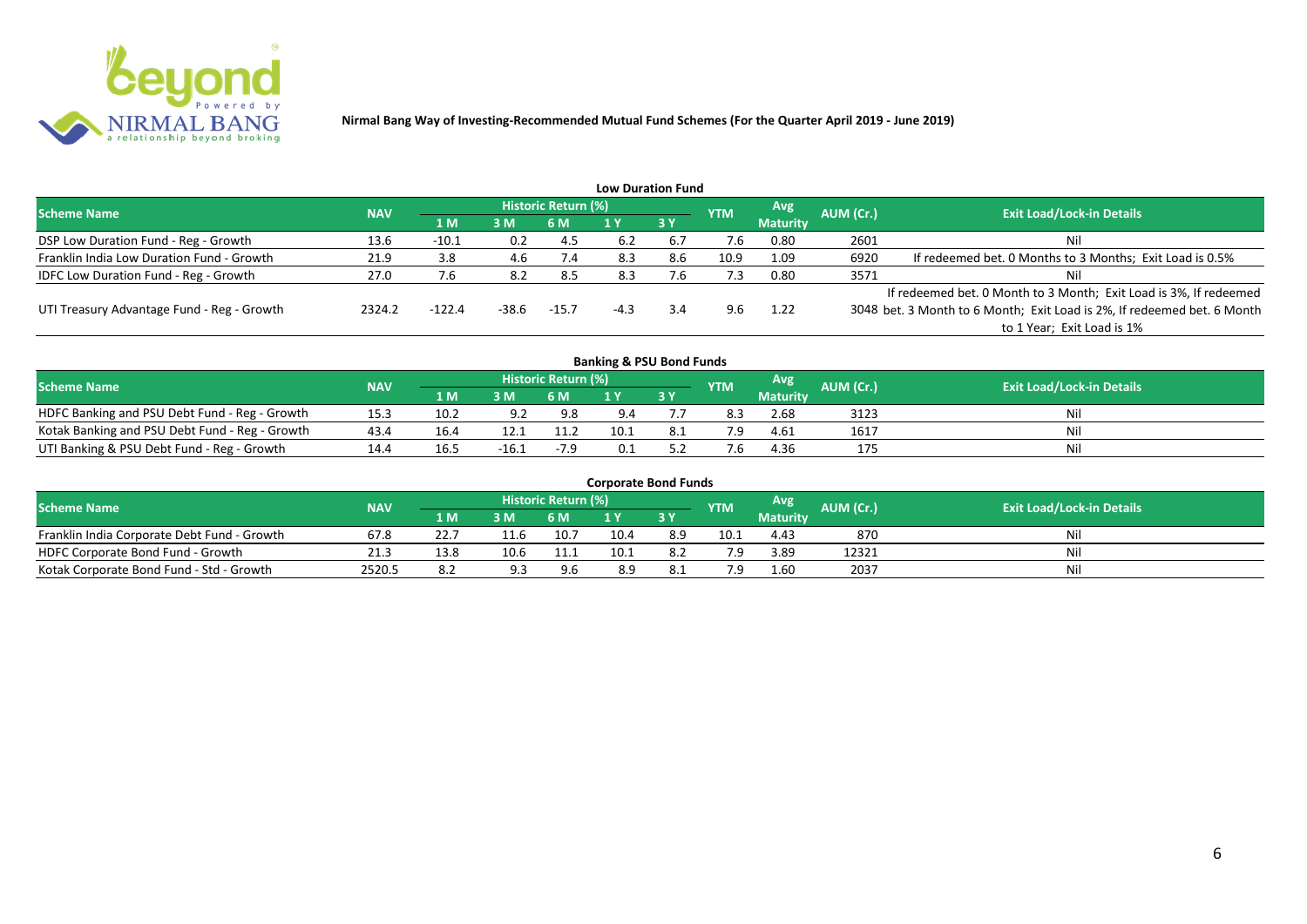**Nirmal Bang Way of Investing-Recommended Mutual Fund Schemes (For the Quarter April 2019 - June 2019)**

## Low Duration Fund

| Scheme Name | NAV | Historic Return (%) | | | | | YTM | Avg Maturity | AUM (Cr.) | Exit Load/Lock-in Details |
|---|---|---|---|---|---|---|---|---|---|---|
| | | 1 M | 3 M | 6 M | 1 Y | 3 Y | | | | |
| DSP Low Duration Fund - Reg - Growth | 13.6 | -10.1 | 0.2 | 4.5 | 6.2 | 6.7 | 7.6 | 0.80 | 2601 | Nil |
| Franklin India Low Duration Fund - Growth | 21.9 | 3.8 | 4.6 | 7.4 | 8.3 | 8.6 | 10.9 | 1.09 | 6920 | If redeemed bet. 0 Months to 3 Months; Exit Load is 0.5% |
| IDFC Low Duration Fund - Reg - Growth | 27.0 | 7.6 | 8.2 | 8.5 | 8.3 | 7.6 | 7.3 | 0.80 | 3571 | Nil |
| UTI Treasury Advantage Fund - Reg - Growth | 2324.2 | -122.4 | -38.6 | -15.7 | -4.3 | 3.4 | 9.6 | 1.22 | 3048 | If redeemed bet. 0 Month to 3 Month; Exit Load is 3%, If redeemed bet. 3 Month to 6 Month; Exit Load is 2%, If redeemed bet. 6 Month to 1 Year; Exit Load is 1% |

## Banking & PSU Bond Funds

| Scheme Name | NAV | Historic Return (%) | | | | | YTM | Avg Maturity | AUM (Cr.) | Exit Load/Lock-in Details |
|---|---|---|---|---|---|---|---|---|---|---|
| | | 1 M | 3 M | 6 M | 1 Y | 3 Y | | | | |
| HDFC Banking and PSU Debt Fund - Reg - Growth | 15.3 | 10.2 | 9.2 | 9.8 | 9.4 | 7.7 | 8.3 | 2.68 | 3123 | Nil |
| Kotak Banking and PSU Debt Fund - Reg - Growth | 43.4 | 16.4 | 12.1 | 11.2 | 10.1 | 8.1 | 7.9 | 4.61 | 1617 | Nil |
| UTI Banking & PSU Debt Fund - Reg - Growth | 14.4 | 16.5 | -16.1 | -7.9 | 0.1 | 5.2 | 7.6 | 4.36 | 175 | Nil |

## Corporate Bond Funds

| Scheme Name | NAV | Historic Return (%) | | | | | YTM | Avg Maturity | AUM (Cr.) | Exit Load/Lock-in Details |
|---|---|---|---|---|---|---|---|---|---|---|
| | | 1 M | 3 M | 6 M | 1 Y | 3 Y | | | | |
| Franklin India Corporate Debt Fund - Growth | 67.8 | 22.7 | 11.6 | 10.7 | 10.4 | 8.9 | 10.1 | 4.43 | 870 | Nil |
| HDFC Corporate Bond Fund - Growth | 21.3 | 13.8 | 10.6 | 11.1 | 10.1 | 8.2 | 7.9 | 3.89 | 12321 | Nil |
| Kotak Corporate Bond Fund - Std - Growth | 2520.5 | 8.2 | 9.3 | 9.6 | 8.9 | 8.1 | 7.9 | 1.60 | 2037 | Nil |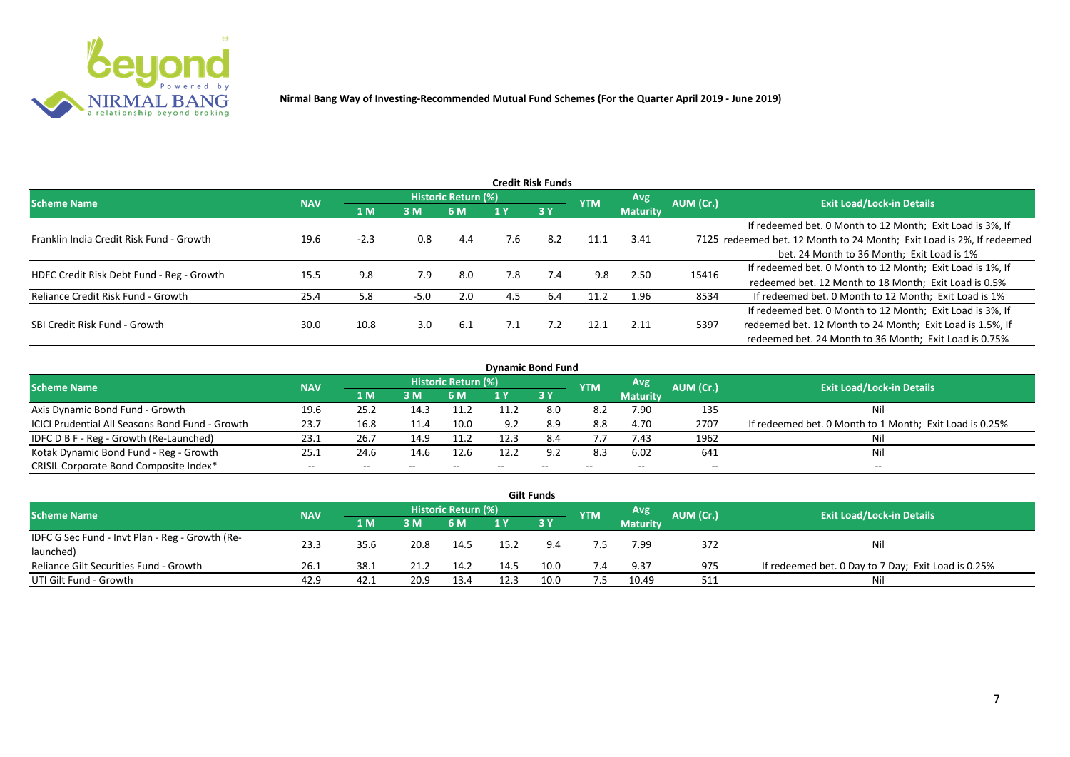**Nirmal Bang Way of Investing-Recommended Mutual Fund Schemes (For the Quarter April 2019 - June 2019)**

## Credit Risk Funds

| Scheme Name | NAV | Historic Return (%) | | | | | YTM | Avg Maturity | AUM (Cr.) | Exit Load/Lock-in Details |
|---|---|---|---|---|---|---|---|---|---|---|
| | | 1 M | 3 M | 6 M | 1 Y | 3 Y | | | | |
| Franklin India Credit Risk Fund - Growth | 19.6 | -2.3 | 0.8 | 4.4 | 7.6 | 8.2 | 11.1 | 3.41 | 7125 | If redeemed bet. 0 Month to 12 Month; Exit Load is 3%, If redeemed bet. 12 Month to 24 Month; Exit Load is 2%, If redeemed bet. 24 Month to 36 Month; Exit Load is 1% |
| HDFC Credit Risk Debt Fund - Reg - Growth | 15.5 | 9.8 | 7.9 | 8.0 | 7.8 | 7.4 | 9.8 | 2.50 | 15416 | If redeemed bet. 0 Month to 12 Month; Exit Load is 1%, If redeemed bet. 12 Month to 18 Month; Exit Load is 0.5% |
| Reliance Credit Risk Fund - Growth | 25.4 | 5.8 | -5.0 | 2.0 | 4.5 | 6.4 | 11.2 | 1.96 | 8534 | If redeemed bet. 0 Month to 12 Month; Exit Load is 1% |
| SBI Credit Risk Fund - Growth | 30.0 | 10.8 | 3.0 | 6.1 | 7.1 | 7.2 | 12.1 | 2.11 | 5397 | If redeemed bet. 0 Month to 12 Month; Exit Load is 3%, If redeemed bet. 12 Month to 24 Month; Exit Load is 1.5%, If redeemed bet. 24 Month to 36 Month; Exit Load is 0.75% |

## Dynamic Bond Fund

| Scheme Name | NAV | Historic Return (%) | | | | | YTM | Avg Maturity | AUM (Cr.) | Exit Load/Lock-in Details |
|---|---|---|---|---|---|---|---|---|---|---|
| | | 1 M | 3 M | 6 M | 1 Y | 3 Y | | | | |
| Axis Dynamic Bond Fund - Growth | 19.6 | 25.2 | 14.3 | 11.2 | 11.2 | 8.0 | 8.2 | 7.90 | 135 | Nil |
| ICICI Prudential All Seasons Bond Fund - Growth | 23.7 | 16.8 | 11.4 | 10.0 | 9.2 | 8.9 | 8.8 | 4.70 | 2707 | If redeemed bet. 0 Month to 1 Month; Exit Load is 0.25% |
| IDFC D B F - Reg - Growth (Re-Launched) | 23.1 | 26.7 | 14.9 | 11.2 | 12.3 | 8.4 | 7.7 | 7.43 | 1962 | Nil |
| Kotak Dynamic Bond Fund - Reg - Growth | 25.1 | 24.6 | 14.6 | 12.6 | 12.2 | 9.2 | 8.3 | 6.02 | 641 | Nil |
| CRISIL Corporate Bond Composite Index* | -- | -- | -- | -- | -- | -- | -- | -- | -- | -- |

## Gilt Funds

| Scheme Name | NAV | Historic Return (%) | | | | | YTM | Avg Maturity | AUM (Cr.) | Exit Load/Lock-in Details |
|---|---|---|---|---|---|---|---|---|---|---|
| | | 1 M | 3 M | 6 M | 1 Y | 3 Y | | | | |
| IDFC G Sec Fund - Invt Plan - Reg - Growth (Re-launched) | 23.3 | 35.6 | 20.8 | 14.5 | 15.2 | 9.4 | 7.5 | 7.99 | 372 | Nil |
| Reliance Gilt Securities Fund - Growth | 26.1 | 38.1 | 21.2 | 14.2 | 14.5 | 10.0 | 7.4 | 9.37 | 975 | If redeemed bet. 0 Day to 7 Day; Exit Load is 0.25% |
| UTI Gilt Fund - Growth | 42.9 | 42.1 | 20.9 | 13.4 | 12.3 | 10.0 | 7.5 | 10.49 | 511 | Nil |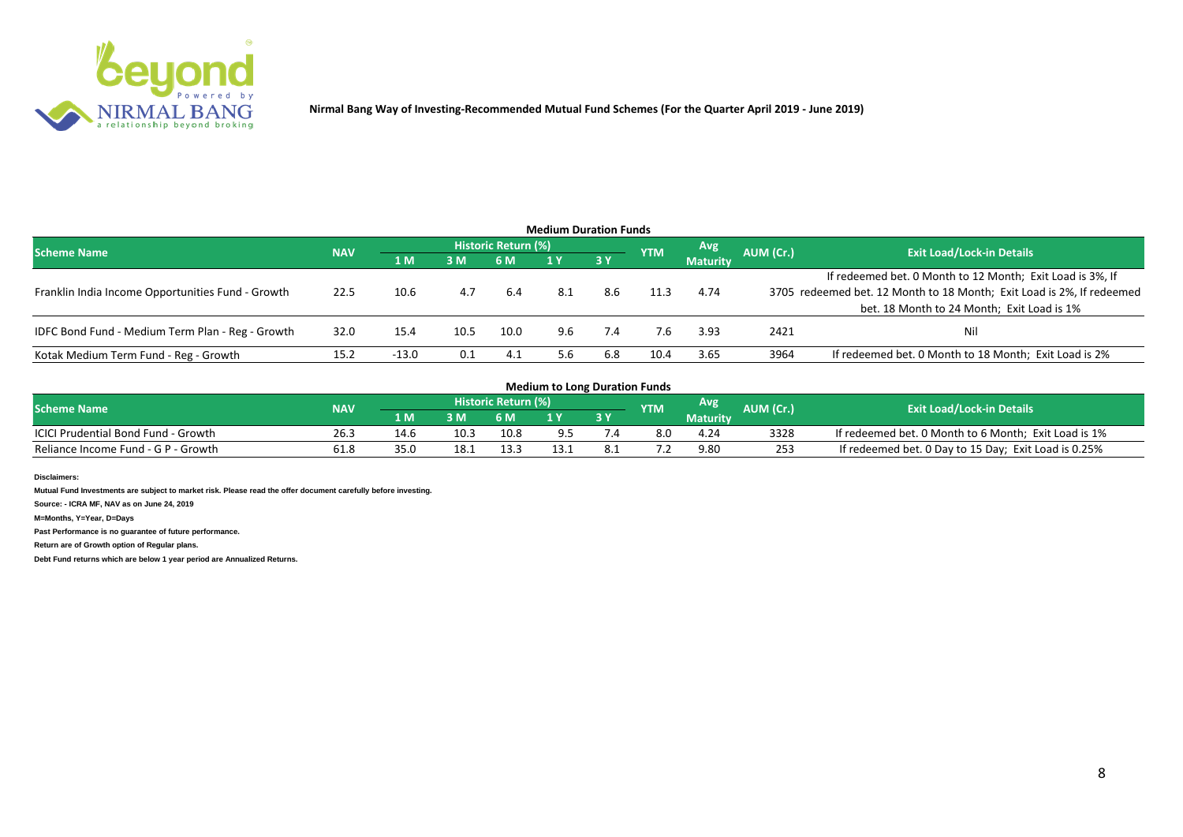Nirmal Bang Way of Investing-Recommended Mutual Fund Schemes (For the Quarter April 2019 - June 2019)

**Medium Duration Funds**

| Scheme Name | NAV | Historic Return (%) | | | | | YTM | Avg Maturity | AUM (Cr.) | Exit Load/Lock-in Details |
|---|---|---|---|---|---|---|---|---|---|---|
| | | 1 M | 3 M | 6 M | 1 Y | 3 Y | | | | |
| Franklin India Income Opportunities Fund - Growth | 22.5 | 10.6 | 4.7 | 6.4 | 8.1 | 8.6 | 11.3 | 4.74 | 3705 | If redeemed bet. 0 Month to 12 Month; Exit Load is 3%, If redeemed bet. 12 Month to 18 Month; Exit Load is 2%, If redeemed bet. 18 Month to 24 Month; Exit Load is 1% |
| IDFC Bond Fund - Medium Term Plan - Reg - Growth | 32.0 | 15.4 | 10.5 | 10.0 | 9.6 | 7.4 | 7.6 | 3.93 | 2421 | Nil |
| Kotak Medium Term Fund - Reg - Growth | 15.2 | -13.0 | 0.1 | 4.1 | 5.6 | 6.8 | 10.4 | 3.65 | 3964 | If redeemed bet. 0 Month to 18 Month; Exit Load is 2% |

**Medium to Long Duration Funds**

| Scheme Name | NAV | Historic Return (%) | | | | | YTM | Avg Maturity | AUM (Cr.) | Exit Load/Lock-in Details |
|---|---|---|---|---|---|---|---|---|---|---|
| | | 1 M | 3 M | 6 M | 1 Y | 3 Y | | | | |
| ICICI Prudential Bond Fund - Growth | 26.3 | 14.6 | 10.3 | 10.8 | 9.5 | 7.4 | 8.0 | 4.24 | 3328 | If redeemed bet. 0 Month to 6 Month; Exit Load is 1% |
| Reliance Income Fund - G P - Growth | 61.8 | 35.0 | 18.1 | 13.3 | 13.1 | 8.1 | 7.2 | 9.80 | 253 | If redeemed bet. 0 Day to 15 Day; Exit Load is 0.25% |

**Disclaimers:**

**Mutual Fund Investments are subject to market risk. Please read the offer document carefully before investing.**

**Source: - ICRA MF, NAV as on June 24, 2019**

**M=Months, Y=Year, D=Days**

**Past Performance is no guarantee of future performance.**

**Return are of Growth option of Regular plans.**

**Debt Fund returns which are below 1 year period are Annualized Returns.**